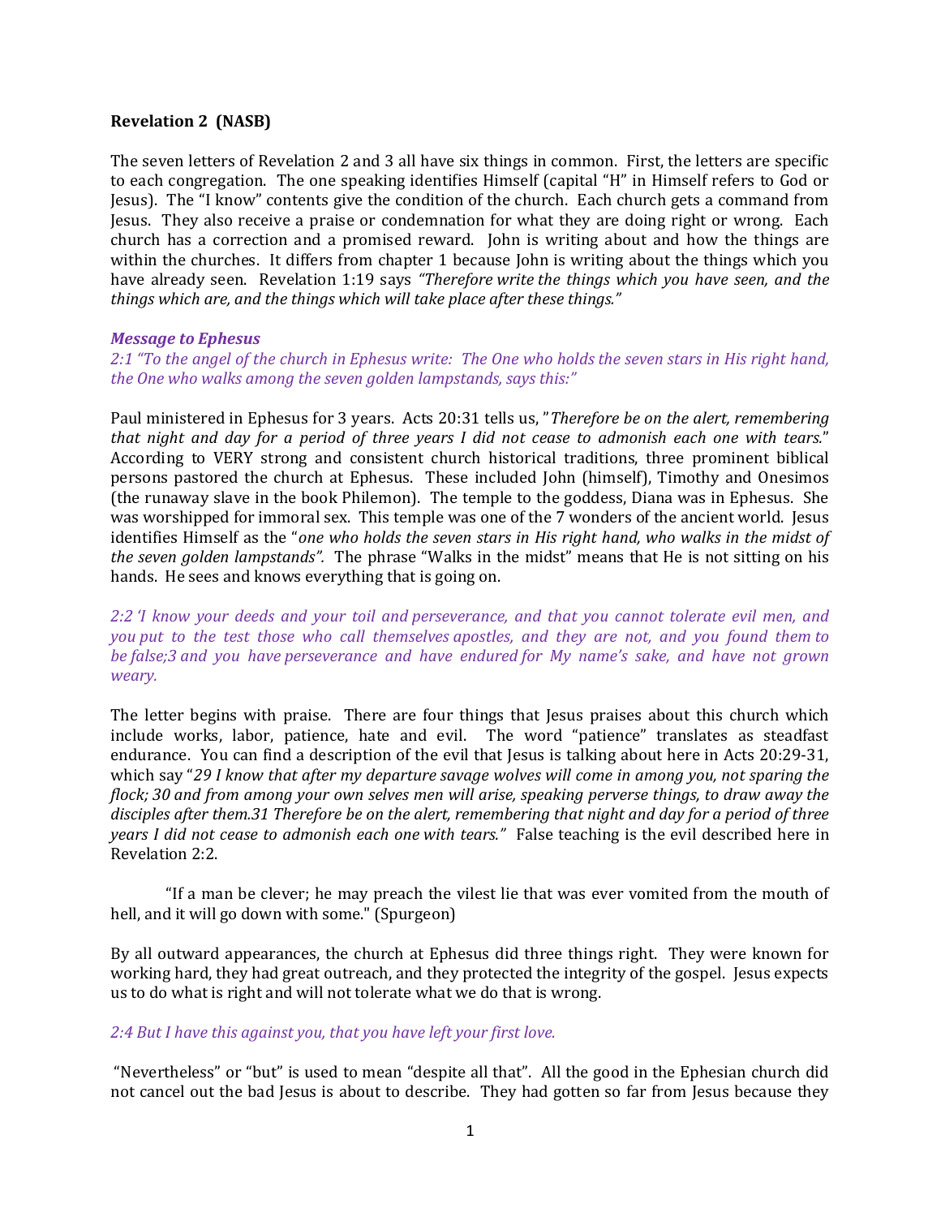**Revelation 2 (NASB)**

The seven letters of Revelation 2 and 3 all have six things in common. First, the letters are specific to each congregation. The one speaking identifies Himself (capital "H" in Himself refers to God or Jesus). The "I know" contents give the condition of the church. Each church gets a command from Jesus. They also receive a praise or condemnation for what they are doing right or wrong. Each church has a correction and a promised reward. John is writing about and how the things are within the churches. It differs from chapter 1 because John is writing about the things which you have already seen. Revelation 1:19 says *"Therefore write the things which you have seen, and the things which are, and the things which will take place after these things."*

***Message to Ephesus***

*2:1 "To the angel of the church in Ephesus write: The One who holds the seven stars in His right hand, the One who walks among the seven golden lampstands, says this:"*

Paul ministered in Ephesus for 3 years. Acts 20:31 tells us, "*Therefore be on the alert, remembering that night and day for a period of three years I did not cease to admonish each one with tears.*" According to VERY strong and consistent church historical traditions, three prominent biblical persons pastored the church at Ephesus. These included John (himself), Timothy and Onesimos (the runaway slave in the book Philemon). The temple to the goddess, Diana was in Ephesus. She was worshipped for immoral sex. This temple was one of the 7 wonders of the ancient world. Jesus identifies Himself as the "*one who holds the seven stars in His right hand, who walks in the midst of the seven golden lampstands".* The phrase "Walks in the midst" means that He is not sitting on his hands. He sees and knows everything that is going on.

*2:2 'I know your deeds and your toil and perseverance, and that you cannot tolerate evil men, and you put to the test those who call themselves apostles, and they are not, and you found them to be false;3 and you have perseverance and have endured for My name's sake, and have not grown weary.*

The letter begins with praise. There are four things that Jesus praises about this church which include works, labor, patience, hate and evil. The word "patience" translates as steadfast endurance. You can find a description of the evil that Jesus is talking about here in Acts 20:29-31, which say "*29 I know that after my departure savage wolves will come in among you, not sparing the flock; 30 and from among your own selves men will arise, speaking perverse things, to draw away the disciples after them.31 Therefore be on the alert, remembering that night and day for a period of three years I did not cease to admonish each one with tears."* False teaching is the evil described here in Revelation 2:2.

"If a man be clever; he may preach the vilest lie that was ever vomited from the mouth of hell, and it will go down with some." (Spurgeon)

By all outward appearances, the church at Ephesus did three things right. They were known for working hard, they had great outreach, and they protected the integrity of the gospel. Jesus expects us to do what is right and will not tolerate what we do that is wrong.

*2:4 But I have this against you, that you have left your first love.*

"Nevertheless" or "but" is used to mean "despite all that". All the good in the Ephesian church did not cancel out the bad Jesus is about to describe. They had gotten so far from Jesus because they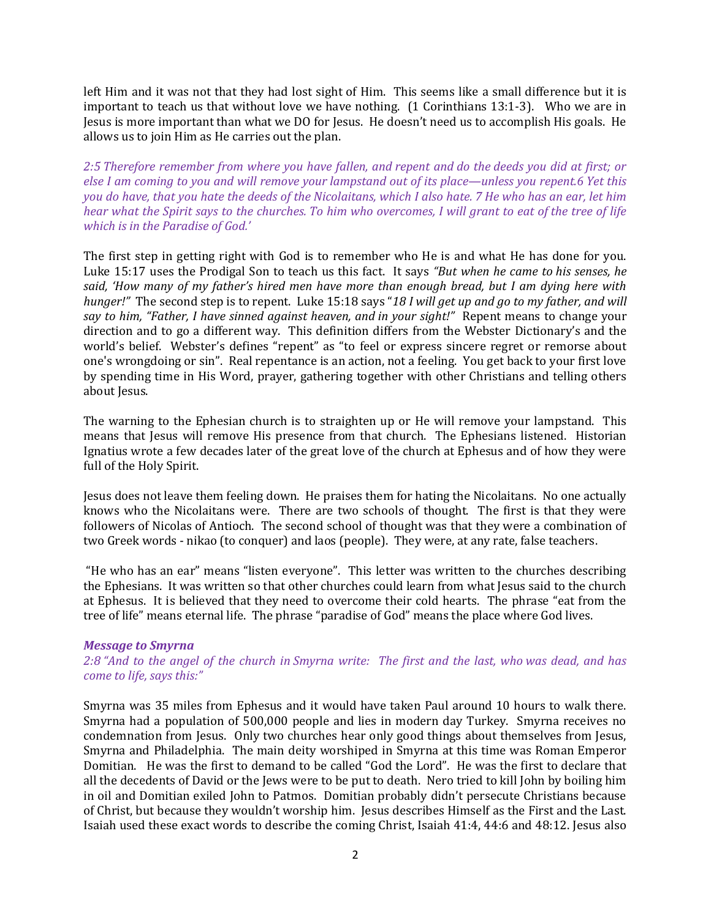left Him and it was not that they had lost sight of Him. This seems like a small difference but it is important to teach us that without love we have nothing. (1 Corinthians 13:1-3). Who we are in Jesus is more important than what we DO for Jesus. He doesn't need us to accomplish His goals. He allows us to join Him as He carries out the plan.

*2:5 Therefore remember from where you have fallen, and repent and do the deeds you did at first; or else I am coming to you and will remove your lampstand out of its place—unless you repent.6 Yet this you do have, that you hate the deeds of the Nicolaitans, which I also hate. 7 He who has an ear, let him hear what the Spirit says to the churches. To him who overcomes, I will grant to eat of the tree of life which is in the Paradise of God.'*

The first step in getting right with God is to remember who He is and what He has done for you. Luke 15:17 uses the Prodigal Son to teach us this fact. It says *"But when he came to his senses, he said, 'How many of my father's hired men have more than enough bread, but I am dying here with hunger!"* The second step is to repent. Luke 15:18 says "*18 I will get up and go to my father, and will say to him, "Father, I have sinned against heaven, and in your sight!"* Repent means to change your direction and to go a different way. This definition differs from the Webster Dictionary's and the world's belief. Webster's defines "repent" as "to feel or express sincere regret or remorse about one's wrongdoing or sin". Real repentance is an action, not a feeling. You get back to your first love by spending time in His Word, prayer, gathering together with other Christians and telling others about Jesus.

The warning to the Ephesian church is to straighten up or He will remove your lampstand. This means that Jesus will remove His presence from that church. The Ephesians listened. Historian Ignatius wrote a few decades later of the great love of the church at Ephesus and of how they were full of the Holy Spirit.

Jesus does not leave them feeling down. He praises them for hating the Nicolaitans. No one actually knows who the Nicolaitans were. There are two schools of thought. The first is that they were followers of Nicolas of Antioch. The second school of thought was that they were a combination of two Greek words - nikao (to conquer) and laos (people). They were, at any rate, false teachers.

"He who has an ear" means "listen everyone". This letter was written to the churches describing the Ephesians. It was written so that other churches could learn from what Jesus said to the church at Ephesus. It is believed that they need to overcome their cold hearts. The phrase "eat from the tree of life" means eternal life. The phrase "paradise of God" means the place where God lives.

***Message to Smyrna***

*2:8 "And to the angel of the church in Smyrna write: The first and the last, who was dead, and has come to life, says this:"*

Smyrna was 35 miles from Ephesus and it would have taken Paul around 10 hours to walk there. Smyrna had a population of 500,000 people and lies in modern day Turkey. Smyrna receives no condemnation from Jesus. Only two churches hear only good things about themselves from Jesus, Smyrna and Philadelphia. The main deity worshiped in Smyrna at this time was Roman Emperor Domitian. He was the first to demand to be called "God the Lord". He was the first to declare that all the decedents of David or the Jews were to be put to death. Nero tried to kill John by boiling him in oil and Domitian exiled John to Patmos. Domitian probably didn't persecute Christians because of Christ, but because they wouldn't worship him. Jesus describes Himself as the First and the Last. Isaiah used these exact words to describe the coming Christ, Isaiah 41:4, 44:6 and 48:12. Jesus also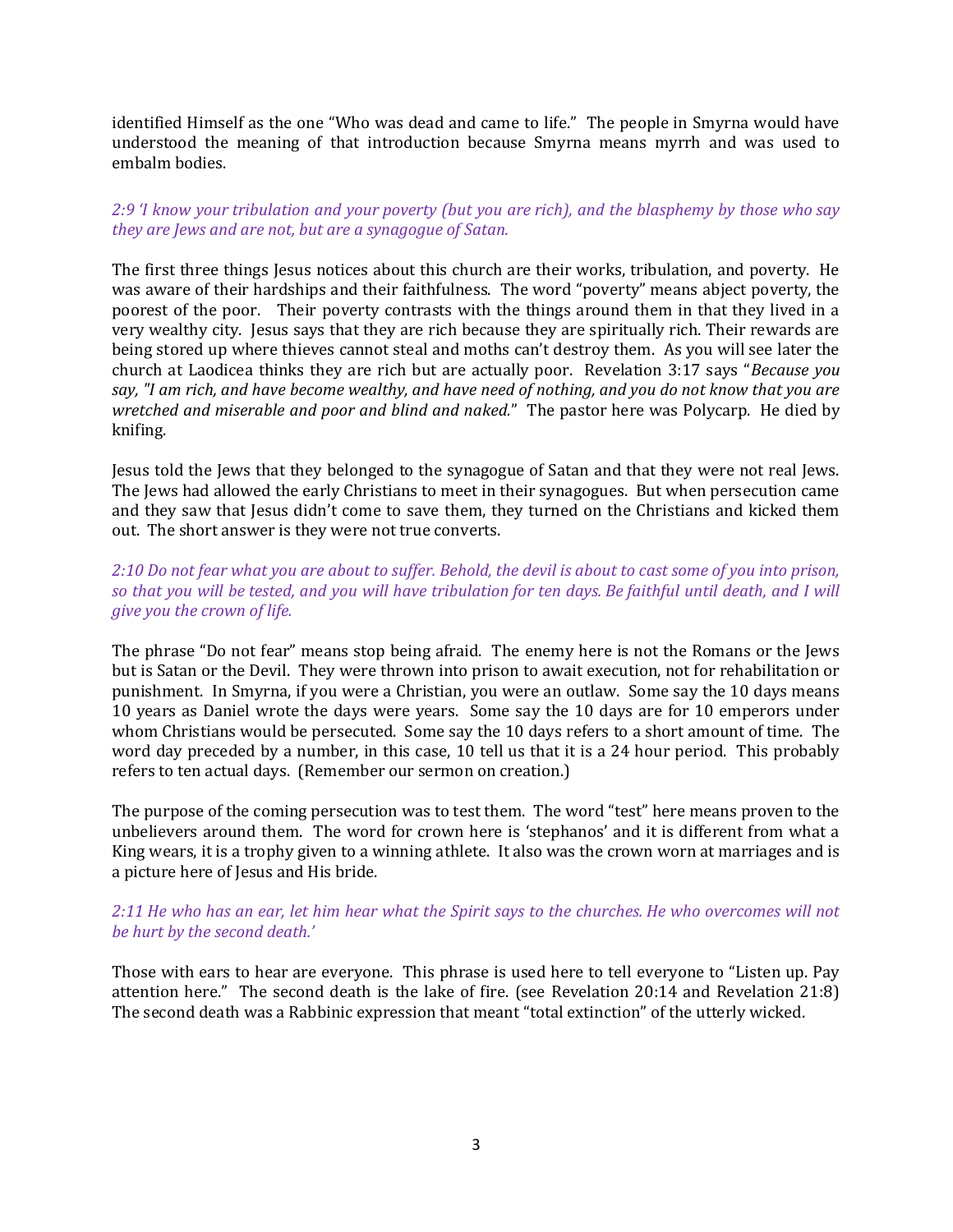identified Himself as the one "Who was dead and came to life." The people in Smyrna would have understood the meaning of that introduction because Smyrna means myrrh and was used to embalm bodies.

*2:9 'I know your tribulation and your poverty (but you are rich), and the blasphemy by those who say they are Jews and are not, but are a synagogue of Satan.*

The first three things Jesus notices about this church are their works, tribulation, and poverty. He was aware of their hardships and their faithfulness. The word "poverty" means abject poverty, the poorest of the poor. Their poverty contrasts with the things around them in that they lived in a very wealthy city. Jesus says that they are rich because they are spiritually rich. Their rewards are being stored up where thieves cannot steal and moths can't destroy them. As you will see later the church at Laodicea thinks they are rich but are actually poor. Revelation 3:17 says "*Because you say, "I am rich, and have become wealthy, and have need of nothing, and you do not know that you are wretched and miserable and poor and blind and naked.*" The pastor here was Polycarp. He died by knifing.

Jesus told the Jews that they belonged to the synagogue of Satan and that they were not real Jews. The Jews had allowed the early Christians to meet in their synagogues. But when persecution came and they saw that Jesus didn't come to save them, they turned on the Christians and kicked them out. The short answer is they were not true converts.

*2:10 Do not fear what you are about to suffer. Behold, the devil is about to cast some of you into prison, so that you will be tested, and you will have tribulation for ten days. Be faithful until death, and I will give you the crown of life.*

The phrase "Do not fear" means stop being afraid. The enemy here is not the Romans or the Jews but is Satan or the Devil. They were thrown into prison to await execution, not for rehabilitation or punishment. In Smyrna, if you were a Christian, you were an outlaw. Some say the 10 days means 10 years as Daniel wrote the days were years. Some say the 10 days are for 10 emperors under whom Christians would be persecuted. Some say the 10 days refers to a short amount of time. The word day preceded by a number, in this case, 10 tell us that it is a 24 hour period. This probably refers to ten actual days. (Remember our sermon on creation.)

The purpose of the coming persecution was to test them. The word "test" here means proven to the unbelievers around them. The word for crown here is 'stephanos' and it is different from what a King wears, it is a trophy given to a winning athlete. It also was the crown worn at marriages and is a picture here of Jesus and His bride.

*2:11 He who has an ear, let him hear what the Spirit says to the churches. He who overcomes will not be hurt by the second death.'*

Those with ears to hear are everyone. This phrase is used here to tell everyone to "Listen up. Pay attention here." The second death is the lake of fire. (see Revelation 20:14 and Revelation 21:8) The second death was a Rabbinic expression that meant "total extinction" of the utterly wicked.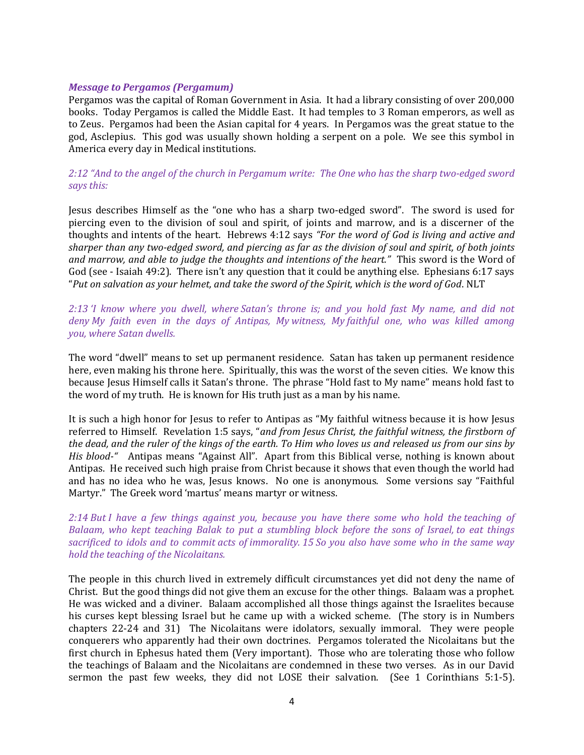***Message to Pergamos (Pergamum)***

Pergamos was the capital of Roman Government in Asia. It had a library consisting of over 200,000 books. Today Pergamos is called the Middle East. It had temples to 3 Roman emperors, as well as to Zeus. Pergamos had been the Asian capital for 4 years. In Pergamos was the great statue to the god, Asclepius. This god was usually shown holding a serpent on a pole. We see this symbol in America every day in Medical institutions.

*2:12 "And to the angel of the church in Pergamum write: The One who has the sharp two-edged sword says this:*

Jesus describes Himself as the "one who has a sharp two-edged sword". The sword is used for piercing even to the division of soul and spirit, of joints and marrow, and is a discerner of the thoughts and intents of the heart. Hebrews 4:12 says *"For the word of God is living and active and sharper than any two-edged sword, and piercing as far as the division of soul and spirit, of both joints and marrow, and able to judge the thoughts and intentions of the heart."* This sword is the Word of God (see - Isaiah 49:2). There isn't any question that it could be anything else. Ephesians 6:17 says "*Put on salvation as your helmet, and take the sword of the Spirit, which is the word of God*. NLT

*2:13 'I know where you dwell, where Satan's throne is; and you hold fast My name, and did not deny My faith even in the days of Antipas, My witness, My faithful one, who was killed among you, where Satan dwells.*

The word "dwell" means to set up permanent residence. Satan has taken up permanent residence here, even making his throne here. Spiritually, this was the worst of the seven cities. We know this because Jesus Himself calls it Satan's throne. The phrase "Hold fast to My name" means hold fast to the word of my truth. He is known for His truth just as a man by his name.

It is such a high honor for Jesus to refer to Antipas as "My faithful witness because it is how Jesus referred to Himself. Revelation 1:5 says, "*and from Jesus Christ, the faithful witness, the firstborn of the dead, and the ruler of the kings of the earth. To Him who loves us and released us from our sins by His blood-"* Antipas means "Against All". Apart from this Biblical verse, nothing is known about Antipas. He received such high praise from Christ because it shows that even though the world had and has no idea who he was, Jesus knows. No one is anonymous. Some versions say "Faithful Martyr." The Greek word 'martus' means martyr or witness.

*2:14 But I have a few things against you, because you have there some who hold the teaching of Balaam, who kept teaching Balak to put a stumbling block before the sons of Israel, to eat things sacrificed to idols and to commit acts of immorality. 15 So you also have some who in the same way hold the teaching of the Nicolaitans.*

The people in this church lived in extremely difficult circumstances yet did not deny the name of Christ. But the good things did not give them an excuse for the other things. Balaam was a prophet. He was wicked and a diviner. Balaam accomplished all those things against the Israelites because his curses kept blessing Israel but he came up with a wicked scheme. (The story is in Numbers chapters 22-24 and 31) The Nicolaitans were idolators, sexually immoral. They were people conquerers who apparently had their own doctrines. Pergamos tolerated the Nicolaitans but the first church in Ephesus hated them (Very important). Those who are tolerating those who follow the teachings of Balaam and the Nicolaitans are condemned in these two verses. As in our David sermon the past few weeks, they did not LOSE their salvation. (See 1 Corinthians 5:1-5).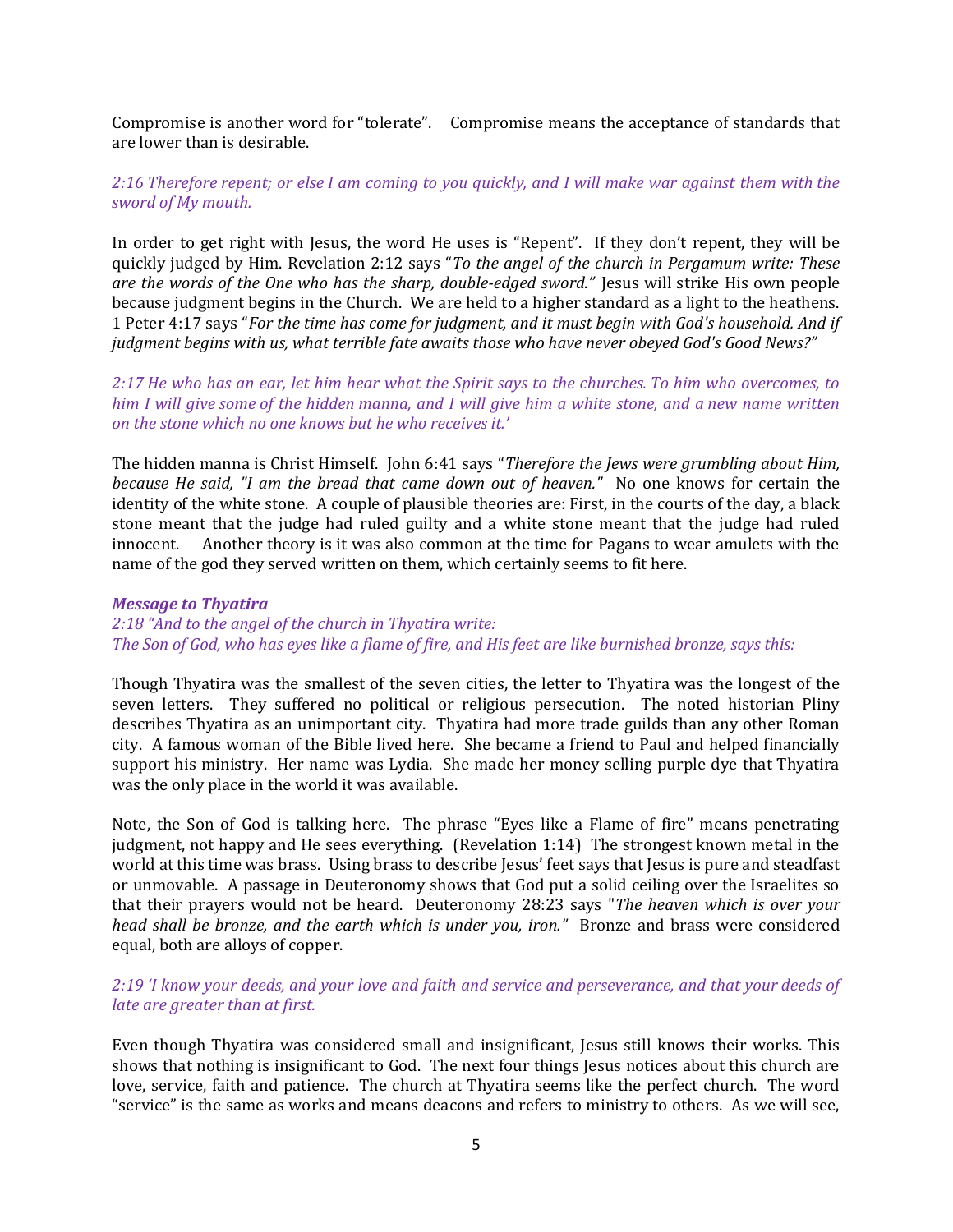Compromise is another word for "tolerate". Compromise means the acceptance of standards that are lower than is desirable.

*2:16 Therefore repent; or else I am coming to you quickly, and I will make war against them with the sword of My mouth.*

In order to get right with Jesus, the word He uses is "Repent". If they don't repent, they will be quickly judged by Him. Revelation 2:12 says "*To the angel of the church in Pergamum write: These are the words of the One who has the sharp, double-edged sword."* Jesus will strike His own people because judgment begins in the Church. We are held to a higher standard as a light to the heathens. 1 Peter 4:17 says "*For the time has come for judgment, and it must begin with God's household. And if judgment begins with us, what terrible fate awaits those who have never obeyed God's Good News?"*

*2:17 He who has an ear, let him hear what the Spirit says to the churches. To him who overcomes, to him I will give some of the hidden manna, and I will give him a white stone, and a new name written on the stone which no one knows but he who receives it.'*

The hidden manna is Christ Himself. John 6:41 says "*Therefore the Jews were grumbling about Him, because He said, "I am the bread that came down out of heaven."* No one knows for certain the identity of the white stone. A couple of plausible theories are: First, in the courts of the day, a black stone meant that the judge had ruled guilty and a white stone meant that the judge had ruled innocent. Another theory is it was also common at the time for Pagans to wear amulets with the name of the god they served written on them, which certainly seems to fit here.

***Message to Thyatira***

*2:18 "And to the angel of the church in Thyatira write:*
*The Son of God, who has eyes like a flame of fire, and His feet are like burnished bronze, says this:*

Though Thyatira was the smallest of the seven cities, the letter to Thyatira was the longest of the seven letters. They suffered no political or religious persecution. The noted historian Pliny describes Thyatira as an unimportant city. Thyatira had more trade guilds than any other Roman city. A famous woman of the Bible lived here. She became a friend to Paul and helped financially support his ministry. Her name was Lydia. She made her money selling purple dye that Thyatira was the only place in the world it was available.

Note, the Son of God is talking here. The phrase "Eyes like a Flame of fire" means penetrating judgment, not happy and He sees everything. (Revelation 1:14) The strongest known metal in the world at this time was brass. Using brass to describe Jesus' feet says that Jesus is pure and steadfast or unmovable. A passage in Deuteronomy shows that God put a solid ceiling over the Israelites so that their prayers would not be heard. Deuteronomy 28:23 says "*The heaven which is over your head shall be bronze, and the earth which is under you, iron."* Bronze and brass were considered equal, both are alloys of copper.

*2:19 'I know your deeds, and your love and faith and service and perseverance, and that your deeds of late are greater than at first.*

Even though Thyatira was considered small and insignificant, Jesus still knows their works. This shows that nothing is insignificant to God. The next four things Jesus notices about this church are love, service, faith and patience. The church at Thyatira seems like the perfect church. The word "service" is the same as works and means deacons and refers to ministry to others. As we will see,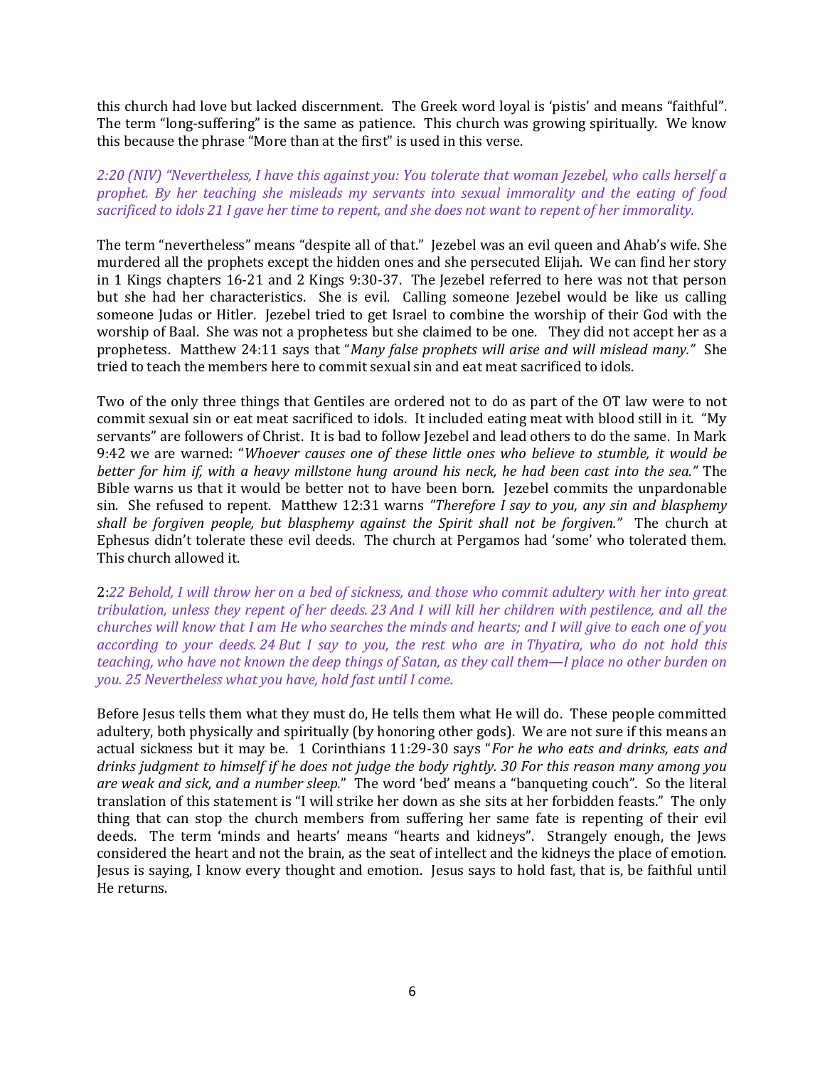this church had love but lacked discernment. The Greek word loyal is 'pistis' and means "faithful". The term "long-suffering" is the same as patience. This church was growing spiritually. We know this because the phrase "More than at the first" is used in this verse.

*2:20 (NIV) "Nevertheless, I have this against you: You tolerate that woman Jezebel, who calls herself a prophet. By her teaching she misleads my servants into sexual immorality and the eating of food sacrificed to idols 21 I gave her time to repent, and she does not want to repent of her immorality.*

The term "nevertheless" means "despite all of that." Jezebel was an evil queen and Ahab's wife. She murdered all the prophets except the hidden ones and she persecuted Elijah. We can find her story in 1 Kings chapters 16-21 and 2 Kings 9:30-37. The Jezebel referred to here was not that person but she had her characteristics. She is evil. Calling someone Jezebel would be like us calling someone Judas or Hitler. Jezebel tried to get Israel to combine the worship of their God with the worship of Baal. She was not a prophetess but she claimed to be one. They did not accept her as a prophetess. Matthew 24:11 says that "*Many false prophets will arise and will mislead many.*" She tried to teach the members here to commit sexual sin and eat meat sacrificed to idols.

Two of the only three things that Gentiles are ordered not to do as part of the OT law were to not commit sexual sin or eat meat sacrificed to idols. It included eating meat with blood still in it. "My servants" are followers of Christ. It is bad to follow Jezebel and lead others to do the same. In Mark 9:42 we are warned: "*Whoever causes one of these little ones who believe to stumble, it would be better for him if, with a heavy millstone hung around his neck, he had been cast into the sea.*" The Bible warns us that it would be better not to have been born. Jezebel commits the unpardonable sin. She refused to repent. Matthew 12:31 warns *"Therefore I say to you, any sin and blasphemy shall be forgiven people, but blasphemy against the Spirit shall not be forgiven."* The church at Ephesus didn't tolerate these evil deeds. The church at Pergamos had 'some' who tolerated them. This church allowed it.

2:*22 Behold, I will throw her on a bed of sickness, and those who commit adultery with her into great tribulation, unless they repent of her deeds. 23 And I will kill her children with pestilence, and all the churches will know that I am He who searches the minds and hearts; and I will give to each one of you according to your deeds. 24 But I say to you, the rest who are in Thyatira, who do not hold this teaching, who have not known the deep things of Satan, as they call them—I place no other burden on you. 25 Nevertheless what you have, hold fast until I come.*

Before Jesus tells them what they must do, He tells them what He will do. These people committed adultery, both physically and spiritually (by honoring other gods). We are not sure if this means an actual sickness but it may be. 1 Corinthians 11:29-30 says "*For he who eats and drinks, eats and drinks judgment to himself if he does not judge the body rightly. 30 For this reason many among you are weak and sick, and a number sleep.*" The word 'bed' means a "banqueting couch". So the literal translation of this statement is "I will strike her down as she sits at her forbidden feasts." The only thing that can stop the church members from suffering her same fate is repenting of their evil deeds. The term 'minds and hearts' means "hearts and kidneys". Strangely enough, the Jews considered the heart and not the brain, as the seat of intellect and the kidneys the place of emotion. Jesus is saying, I know every thought and emotion. Jesus says to hold fast, that is, be faithful until He returns.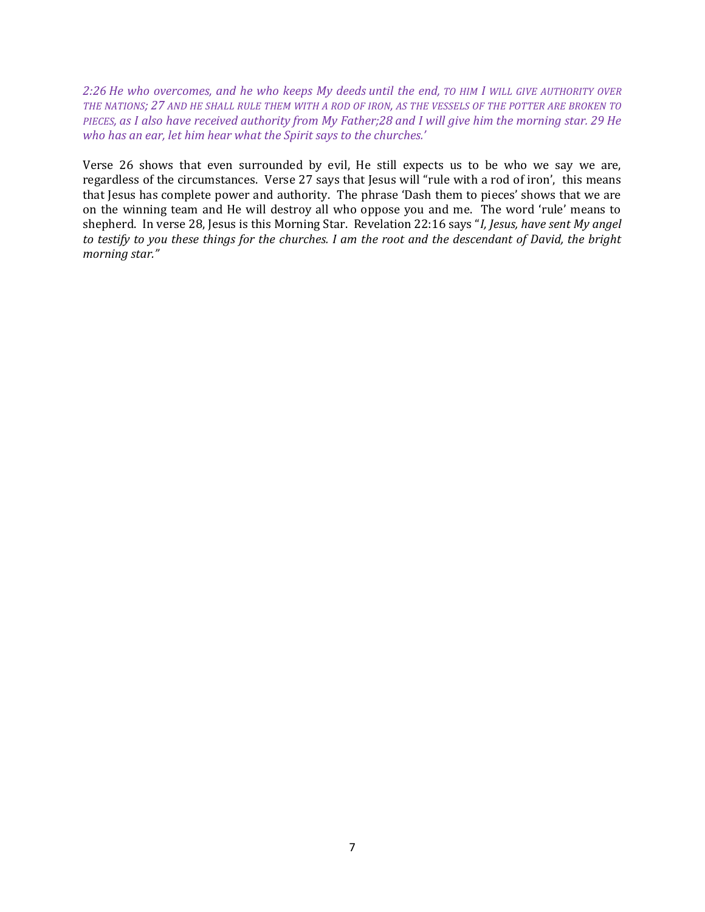*2:26 He who overcomes, and he who keeps My deeds until the end, TO HIM I WILL GIVE AUTHORITY OVER THE NATIONS; 27 AND HE SHALL RULE THEM WITH A ROD OF IRON, AS THE VESSELS OF THE POTTER ARE BROKEN TO PIECES, as I also have received authority from My Father;28 and I will give him the morning star. 29 He who has an ear, let him hear what the Spirit says to the churches.'*

Verse 26 shows that even surrounded by evil, He still expects us to be who we say we are, regardless of the circumstances. Verse 27 says that Jesus will "rule with a rod of iron', this means that Jesus has complete power and authority. The phrase 'Dash them to pieces' shows that we are on the winning team and He will destroy all who oppose you and me. The word 'rule' means to shepherd. In verse 28, Jesus is this Morning Star. Revelation 22:16 says "*I, Jesus, have sent My angel to testify to you these things for the churches. I am the root and the descendant of David, the bright morning star."*